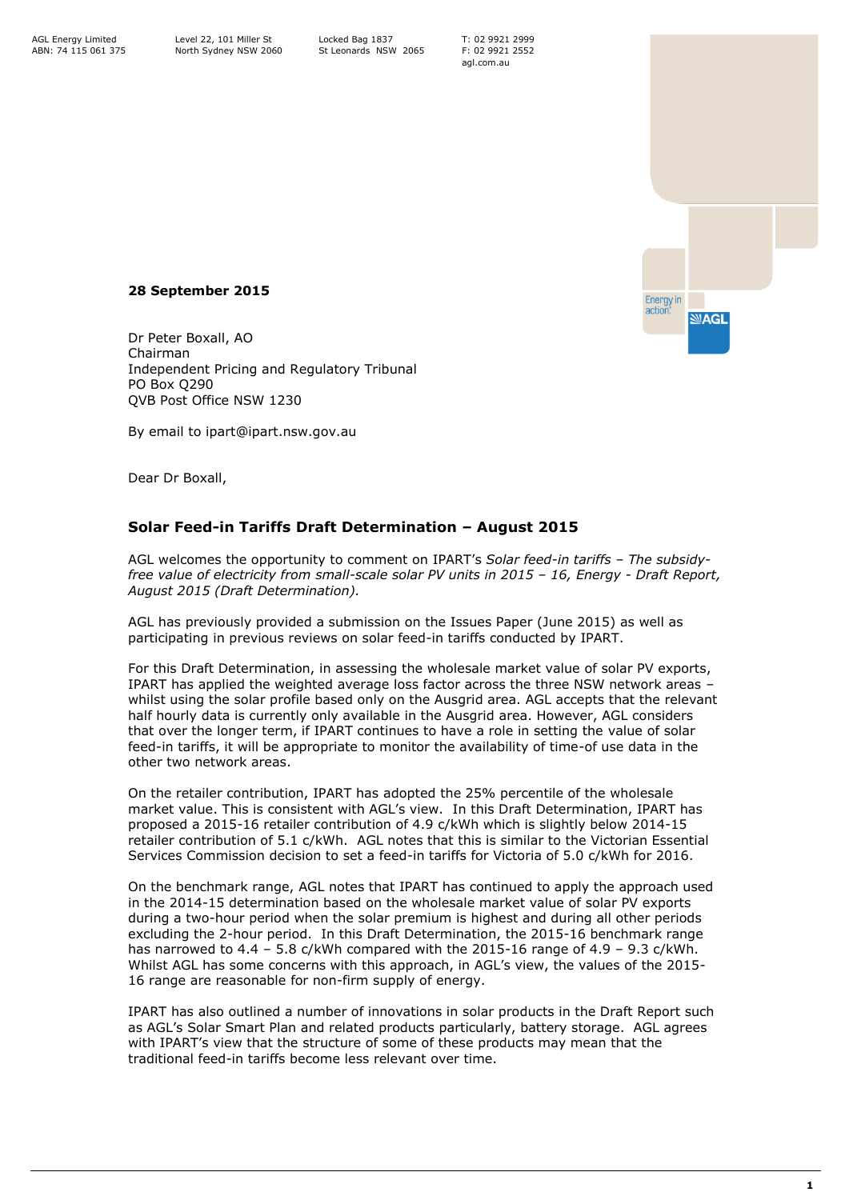AGL Energy Limited
ABN: 74 115 061 375

Level 22, 101 Miller St
North Sydney NSW 2060

Locked Bag 1837
St Leonards NSW 2065

T: 02 9921 2999
F: 02 9921 2552
agl.com.au

**28 September 2015**

Dr Peter Boxall, AO
Chairman
Independent Pricing and Regulatory Tribunal
PO Box Q290
QVB Post Office NSW 1230

By email to ipart@ipart.nsw.gov.au

Dear Dr Boxall,

## Solar Feed-in Tariffs Draft Determination – August 2015

AGL welcomes the opportunity to comment on IPART's *Solar feed-in tariffs – The subsidy-free value of electricity from small-scale solar PV units in 2015 – 16, Energy - Draft Report, August 2015 (Draft Determination).*

AGL has previously provided a submission on the Issues Paper (June 2015) as well as participating in previous reviews on solar feed-in tariffs conducted by IPART.

For this Draft Determination, in assessing the wholesale market value of solar PV exports, IPART has applied the weighted average loss factor across the three NSW network areas – whilst using the solar profile based only on the Ausgrid area. AGL accepts that the relevant half hourly data is currently only available in the Ausgrid area. However, AGL considers that over the longer term, if IPART continues to have a role in setting the value of solar feed-in tariffs, it will be appropriate to monitor the availability of time-of use data in the other two network areas.

On the retailer contribution, IPART has adopted the 25% percentile of the wholesale market value. This is consistent with AGL's view. In this Draft Determination, IPART has proposed a 2015-16 retailer contribution of 4.9 c/kWh which is slightly below 2014-15 retailer contribution of 5.1 c/kWh. AGL notes that this is similar to the Victorian Essential Services Commission decision to set a feed-in tariffs for Victoria of 5.0 c/kWh for 2016.

On the benchmark range, AGL notes that IPART has continued to apply the approach used in the 2014-15 determination based on the wholesale market value of solar PV exports during a two-hour period when the solar premium is highest and during all other periods excluding the 2-hour period. In this Draft Determination, the 2015-16 benchmark range has narrowed to 4.4 – 5.8 c/kWh compared with the 2015-16 range of 4.9 – 9.3 c/kWh. Whilst AGL has some concerns with this approach, in AGL's view, the values of the 2015-16 range are reasonable for non-firm supply of energy.

IPART has also outlined a number of innovations in solar products in the Draft Report such as AGL's Solar Smart Plan and related products particularly, battery storage. AGL agrees with IPART's view that the structure of some of these products may mean that the traditional feed-in tariffs become less relevant over time.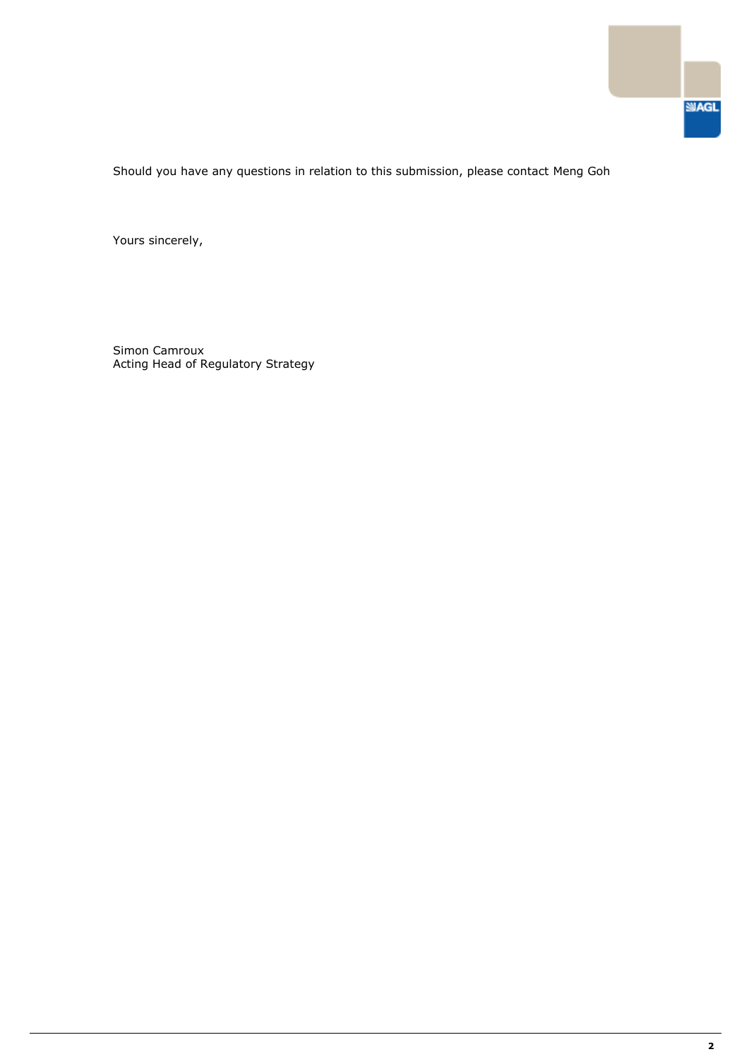Should you have any questions in relation to this submission, please contact Meng Goh

Yours sincerely,

Simon Camroux
Acting Head of Regulatory Strategy